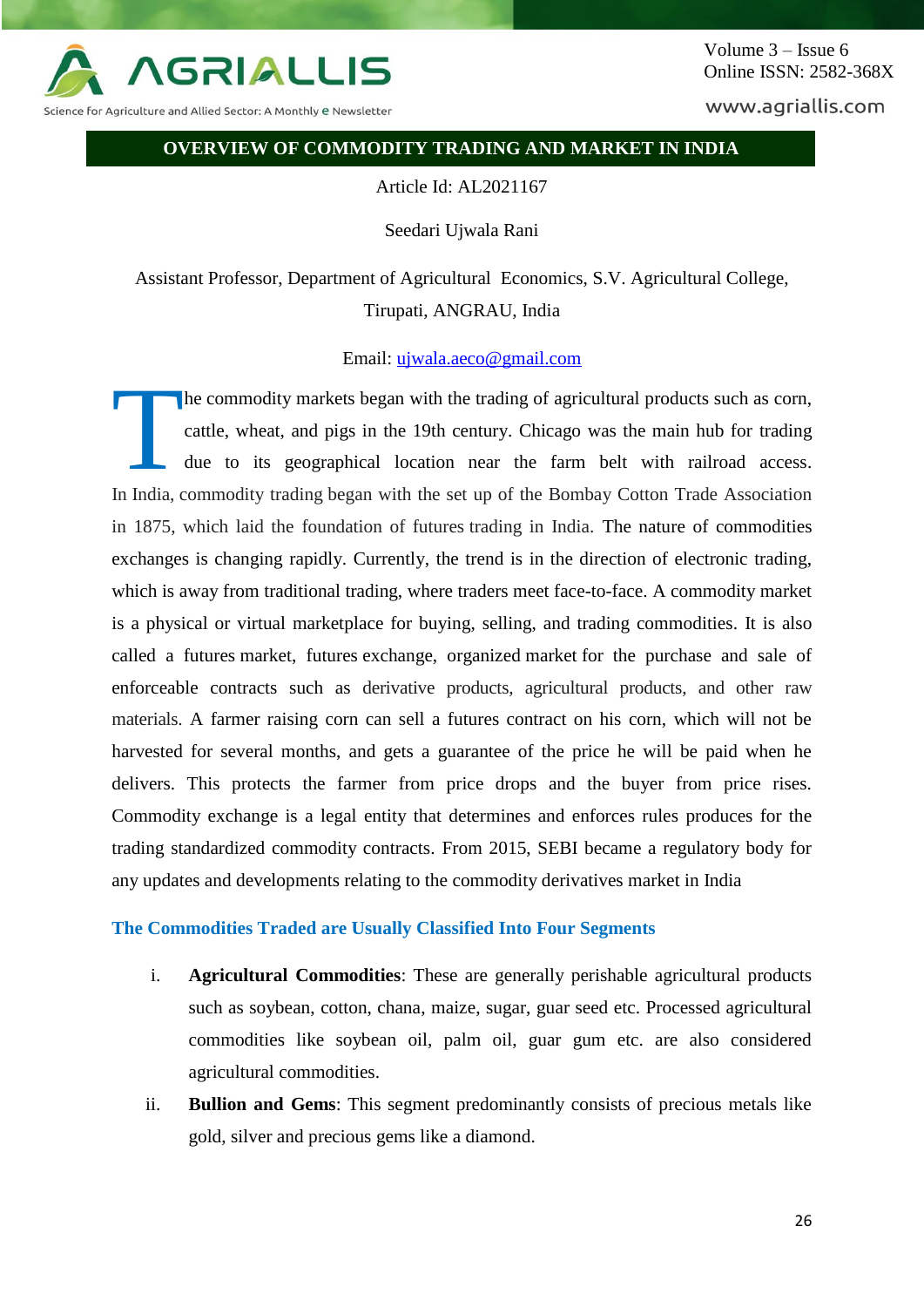# OVERVIEW OF COMMODITY TRADING AND MARKET IN INDIA

Article Id: AL2021167

Seedari Ujwala Rani

Assistant Professor, Department of Agricultural Economics, S.V. Agricultural College, Tirupati, ANGRAU, India

Email: ujwala.aeco@gmail.com

The commodity markets began with the trading of agricultural products such as corn, cattle, wheat, and pigs in the 19th century. Chicago was the main hub for trading due to its geographical location near the farm belt with railroad access. In India, commodity trading began with the set up of the Bombay Cotton Trade Association in 1875, which laid the foundation of futures trading in India. The nature of commodities exchanges is changing rapidly. Currently, the trend is in the direction of electronic trading, which is away from traditional trading, where traders meet face-to-face. A commodity market is a physical or virtual marketplace for buying, selling, and trading commodities. It is also called a futures market, futures exchange, organized market for the purchase and sale of enforceable contracts such as derivative products, agricultural products, and other raw materials. A farmer raising corn can sell a futures contract on his corn, which will not be harvested for several months, and gets a guarantee of the price he will be paid when he delivers. This protects the farmer from price drops and the buyer from price rises. Commodity exchange is a legal entity that determines and enforces rules produces for the trading standardized commodity contracts. From 2015, SEBI became a regulatory body for any updates and developments relating to the commodity derivatives market in India

## The Commodities Traded are Usually Classified Into Four Segments

i. **Agricultural Commodities**: These are generally perishable agricultural products such as soybean, cotton, chana, maize, sugar, guar seed etc. Processed agricultural commodities like soybean oil, palm oil, guar gum etc. are also considered agricultural commodities.

ii. **Bullion and Gems**: This segment predominantly consists of precious metals like gold, silver and precious gems like a diamond.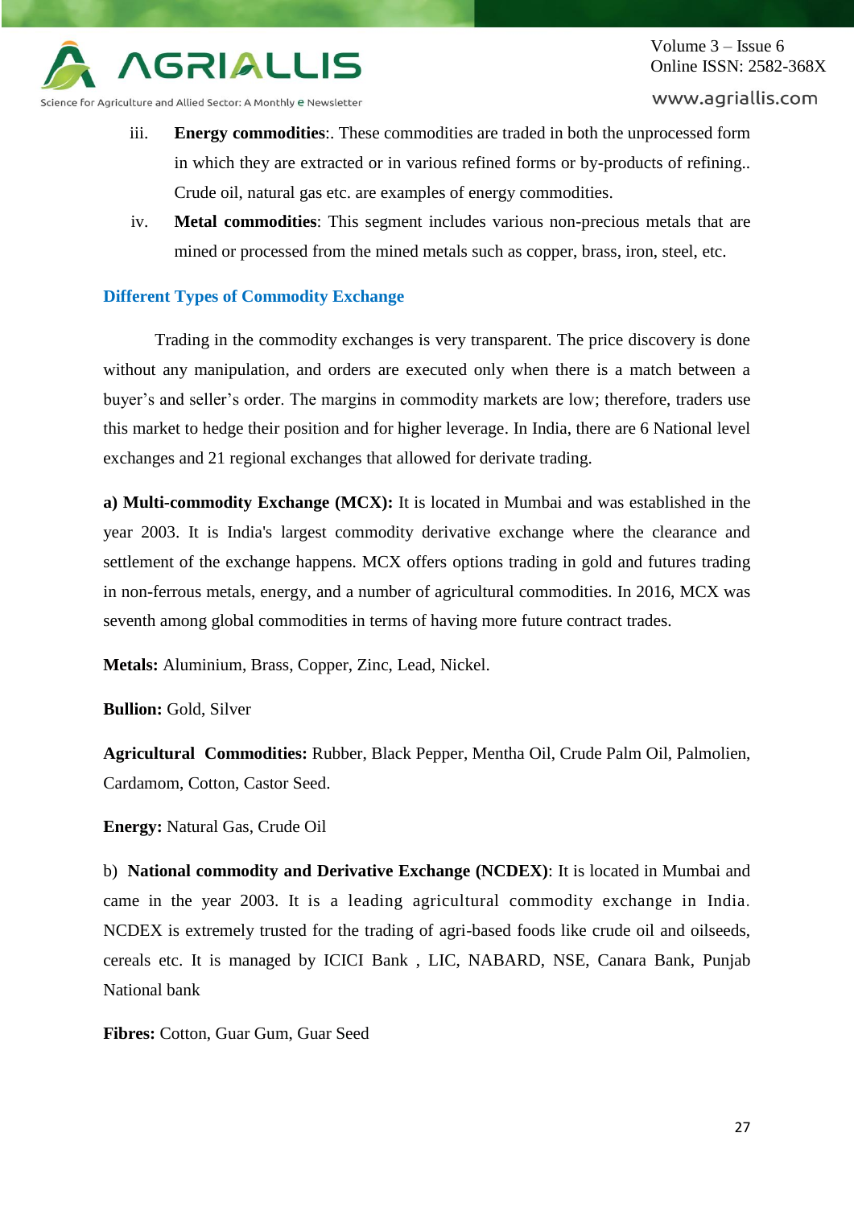iii. **Energy commodities**:. These commodities are traded in both the unprocessed form in which they are extracted or in various refined forms or by-products of refining.. Crude oil, natural gas etc. are examples of energy commodities.

iv. **Metal commodities**: This segment includes various non-precious metals that are mined or processed from the mined metals such as copper, brass, iron, steel, etc.

## Different Types of Commodity Exchange

Trading in the commodity exchanges is very transparent. The price discovery is done without any manipulation, and orders are executed only when there is a match between a buyer's and seller's order. The margins in commodity markets are low; therefore, traders use this market to hedge their position and for higher leverage. In India, there are 6 National level exchanges and 21 regional exchanges that allowed for derivate trading.

**a) Multi-commodity Exchange (MCX):** It is located in Mumbai and was established in the year 2003. It is India's largest commodity derivative exchange where the clearance and settlement of the exchange happens. MCX offers options trading in gold and futures trading in non-ferrous metals, energy, and a number of agricultural commodities. In 2016, MCX was seventh among global commodities in terms of having more future contract trades.

**Metals:** Aluminium, Brass, Copper, Zinc, Lead, Nickel.

**Bullion:** Gold, Silver

**Agricultural Commodities:** Rubber, Black Pepper, Mentha Oil, Crude Palm Oil, Palmolien, Cardamom, Cotton, Castor Seed.

**Energy:** Natural Gas, Crude Oil

b) **National commodity and Derivative Exchange (NCDEX)**: It is located in Mumbai and came in the year 2003. It is a leading agricultural commodity exchange in India. NCDEX is extremely trusted for the trading of agri-based foods like crude oil and oilseeds, cereals etc. It is managed by ICICI Bank , LIC, NABARD, NSE, Canara Bank, Punjab National bank

**Fibres:** Cotton, Guar Gum, Guar Seed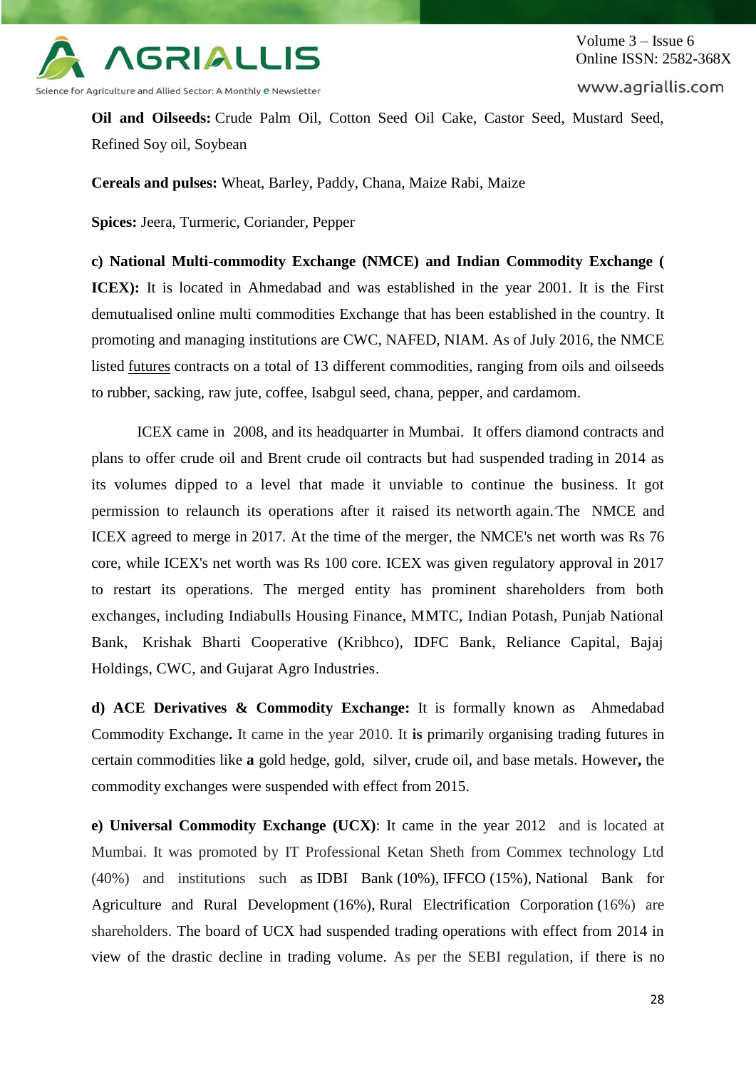**Oil and Oilseeds:** Crude Palm Oil, Cotton Seed Oil Cake, Castor Seed, Mustard Seed, Refined Soy oil, Soybean

**Cereals and pulses:** Wheat, Barley, Paddy, Chana, Maize Rabi, Maize

**Spices:** Jeera, Turmeric, Coriander, Pepper

**c) National Multi-commodity Exchange (NMCE) and Indian Commodity Exchange ( ICEX):** It is located in Ahmedabad and was established in the year 2001. It is the First demutualised online multi commodities Exchange that has been established in the country. It promoting and managing institutions are CWC, NAFED, NIAM. As of July 2016, the NMCE listed futures contracts on a total of 13 different commodities, ranging from oils and oilseeds to rubber, sacking, raw jute, coffee, Isabgul seed, chana, pepper, and cardamom.

ICEX came in 2008, and its headquarter in Mumbai. It offers diamond contracts and plans to offer crude oil and Brent crude oil contracts but had suspended trading in 2014 as its volumes dipped to a level that made it unviable to continue the business. It got permission to relaunch its operations after it raised its networth again. The NMCE and ICEX agreed to merge in 2017. At the time of the merger, the NMCE's net worth was Rs 76 core, while ICEX's net worth was Rs 100 core. ICEX was given regulatory approval in 2017 to restart its operations. The merged entity has prominent shareholders from both exchanges, including Indiabulls Housing Finance, MMTC, Indian Potash, Punjab National Bank, Krishak Bharti Cooperative (Kribhco), IDFC Bank, Reliance Capital, Bajaj Holdings, CWC, and Gujarat Agro Industries.

**d) ACE Derivatives & Commodity Exchange:** It is formally known as Ahmedabad Commodity Exchange**.** It came in the year 2010. It **is** primarily organising trading futures in certain commodities like **a** gold hedge, gold, silver, crude oil, and base metals. However**,** the commodity exchanges were suspended with effect from 2015.

**e) Universal Commodity Exchange (UCX)**: It came in the year 2012 and is located at Mumbai. It was promoted by IT Professional Ketan Sheth from Commex technology Ltd (40%) and institutions such as IDBI Bank (10%), IFFCO (15%), National Bank for Agriculture and Rural Development (16%), Rural Electrification Corporation (16%) are shareholders. The board of UCX had suspended trading operations with effect from 2014 in view of the drastic decline in trading volume. As per the SEBI regulation, if there is no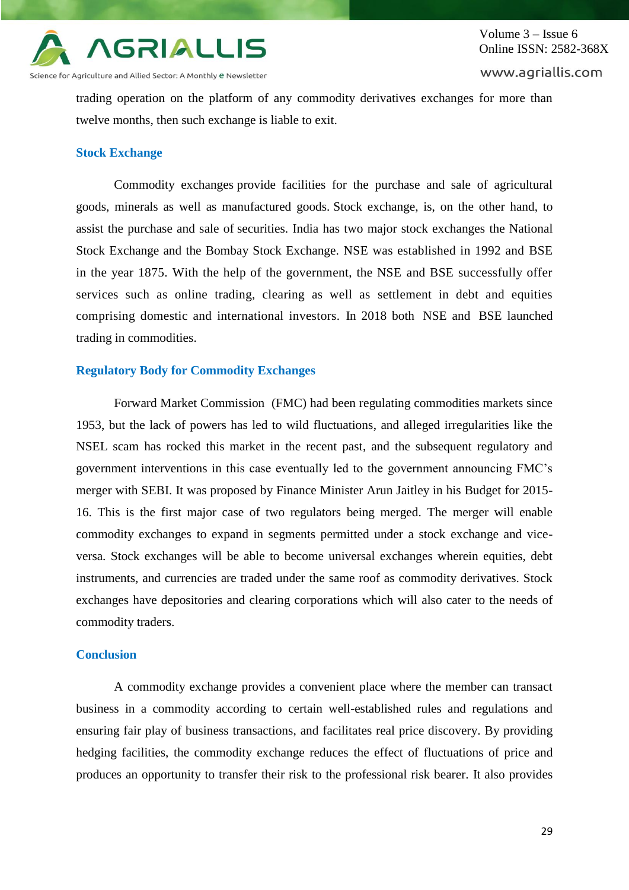trading operation on the platform of any commodity derivatives exchanges for more than twelve months, then such exchange is liable to exit.

## Stock Exchange

Commodity exchanges provide facilities for the purchase and sale of agricultural goods, minerals as well as manufactured goods. Stock exchange, is, on the other hand, to assist the purchase and sale of securities. India has two major stock exchanges the National Stock Exchange and the Bombay Stock Exchange. NSE was established in 1992 and BSE in the year 1875. With the help of the government, the NSE and BSE successfully offer services such as online trading, clearing as well as settlement in debt and equities comprising domestic and international investors. In 2018 both NSE and BSE launched trading in commodities.

## Regulatory Body for Commodity Exchanges

Forward Market Commission (FMC) had been regulating commodities markets since 1953, but the lack of powers has led to wild fluctuations, and alleged irregularities like the NSEL scam has rocked this market in the recent past, and the subsequent regulatory and government interventions in this case eventually led to the government announcing FMC's merger with SEBI. It was proposed by Finance Minister Arun Jaitley in his Budget for 2015-16. This is the first major case of two regulators being merged. The merger will enable commodity exchanges to expand in segments permitted under a stock exchange and vice-versa. Stock exchanges will be able to become universal exchanges wherein equities, debt instruments, and currencies are traded under the same roof as commodity derivatives. Stock exchanges have depositories and clearing corporations which will also cater to the needs of commodity traders.

## Conclusion

A commodity exchange provides a convenient place where the member can transact business in a commodity according to certain well-established rules and regulations and ensuring fair play of business transactions, and facilitates real price discovery. By providing hedging facilities, the commodity exchange reduces the effect of fluctuations of price and produces an opportunity to transfer their risk to the professional risk bearer. It also provides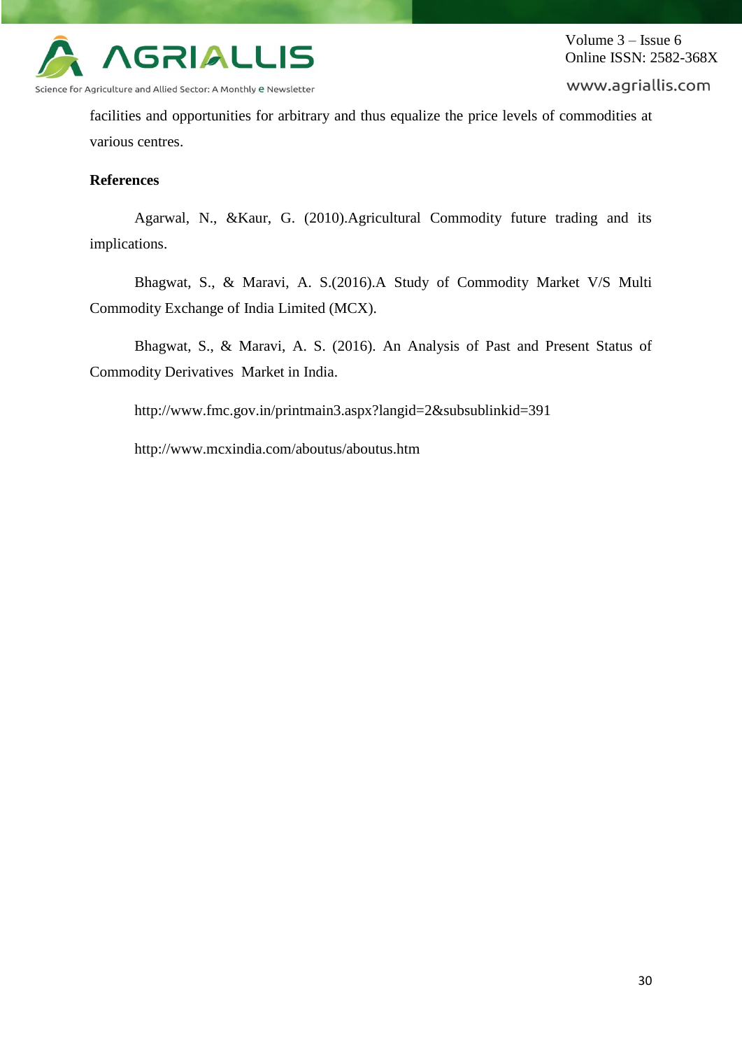facilities and opportunities for arbitrary and thus equalize the price levels of commodities at various centres.

**References**

Agarwal, N., &Kaur, G. (2010).Agricultural Commodity future trading and its implications.

Bhagwat, S., & Maravi, A. S.(2016).A Study of Commodity Market V/S Multi Commodity Exchange of India Limited (MCX).

Bhagwat, S., & Maravi, A. S. (2016). An Analysis of Past and Present Status of Commodity Derivatives Market in India.

http://www.fmc.gov.in/printmain3.aspx?langid=2&subsublinkid=391

http://www.mcxindia.com/aboutus/aboutus.htm